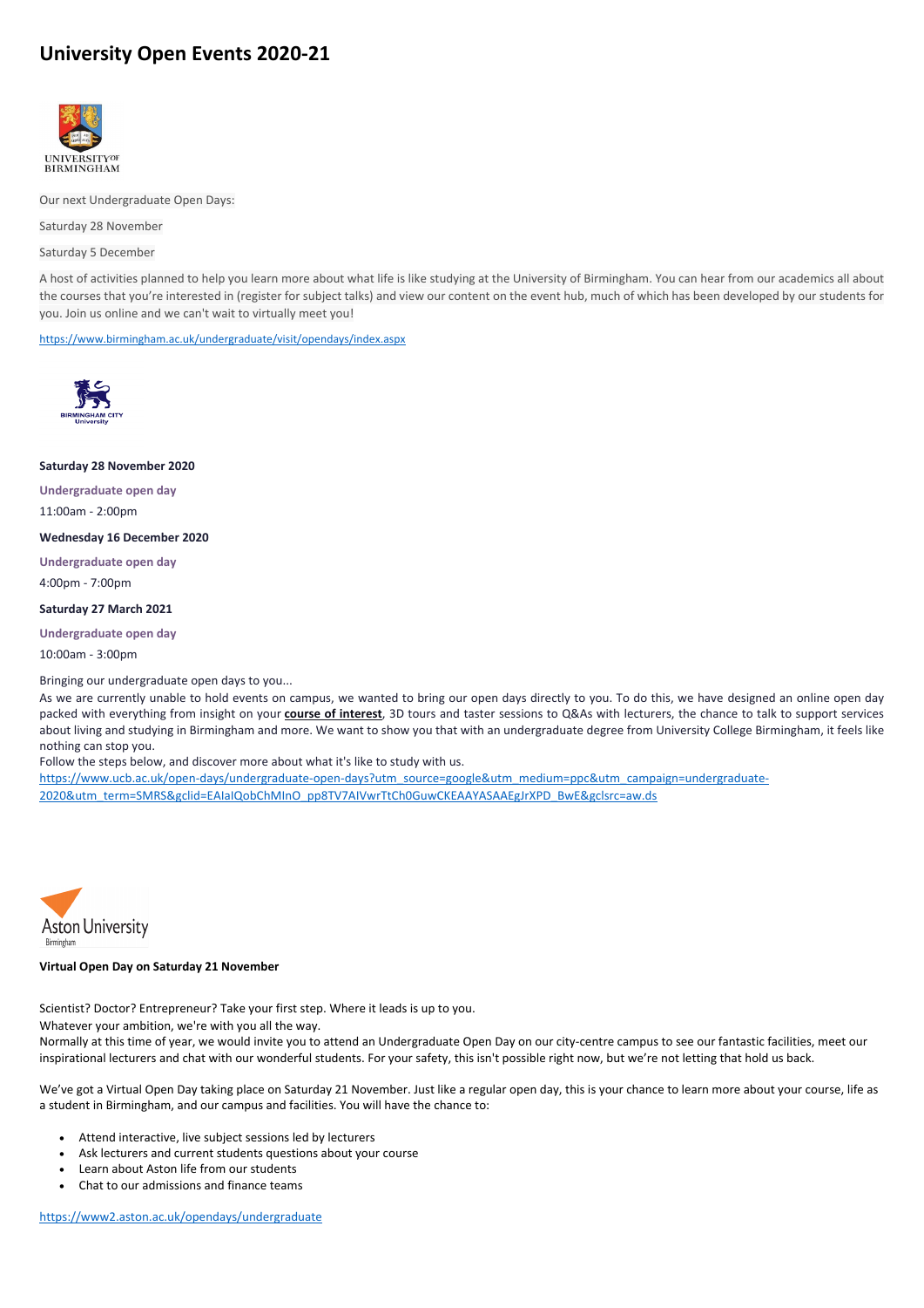# University Open Events 2020-21

UNIVERSITY OF BIRMINGHAM

Our next Undergraduate Open Days:

Saturday 28 November

Saturday 5 December

A host of activities planned to help you learn more about what life is like studying at the University of Birmingham. You can hear from our academics all about the courses that you're interested in (register for subject talks) and view our content on the event hub, much of which has been developed by our students for you. Join us online and we can't wait to virtually meet you!

https://www.birmingham.ac.uk/undergraduate/visit/opendays/index.aspx

BIRMINGHAM CITY University

**Saturday 28 November 2020**

**Undergraduate open day**

11:00am - 2:00pm

**Wednesday 16 December 2020**

**Undergraduate open day**

4:00pm - 7:00pm

**Saturday 27 March 2021**

**Undergraduate open day**

10:00am - 3:00pm

Bringing our undergraduate open days to you...

As we are currently unable to hold events on campus, we wanted to bring our open days directly to you. To do this, we have designed an online open day packed with everything from insight on your **course of interest**, 3D tours and taster sessions to Q&As with lecturers, the chance to talk to support services about living and studying in Birmingham and more. We want to show you that with an undergraduate degree from University College Birmingham, it feels like nothing can stop you.

Follow the steps below, and discover more about what it's like to study with us.

https://www.ucb.ac.uk/open-days/undergraduate-open-days?utm_source=google&utm_medium=ppc&utm_campaign=undergraduate-2020&utm_term=SMRS&gclid=EAIaIQobChMInO_pp8TV7AIVwrTtCh0GuwCKEAAYASAAEgJrXPD_BwE&gclsrc=aw.ds

Aston University Birmingham

**Virtual Open Day on Saturday 21 November**

Scientist? Doctor? Entrepreneur? Take your first step. Where it leads is up to you.

Whatever your ambition, we're with you all the way.

Normally at this time of year, we would invite you to attend an Undergraduate Open Day on our city-centre campus to see our fantastic facilities, meet our inspirational lecturers and chat with our wonderful students. For your safety, this isn't possible right now, but we're not letting that hold us back.

We've got a Virtual Open Day taking place on Saturday 21 November. Just like a regular open day, this is your chance to learn more about your course, life as a student in Birmingham, and our campus and facilities. You will have the chance to:

- Attend interactive, live subject sessions led by lecturers
- Ask lecturers and current students questions about your course
- Learn about Aston life from our students
- Chat to our admissions and finance teams

https://www2.aston.ac.uk/opendays/undergraduate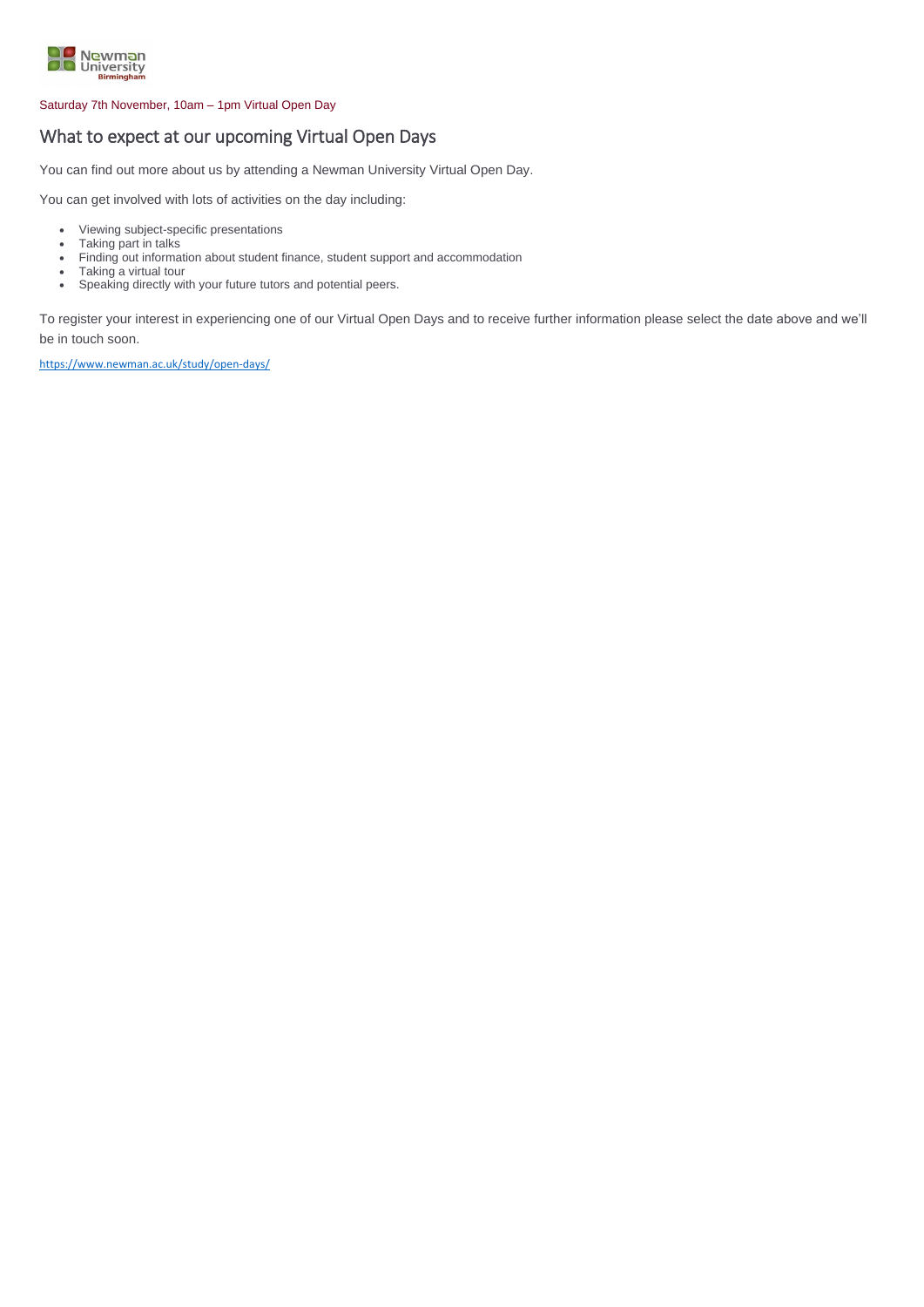Saturday 7th November, 10am – 1pm Virtual Open Day

## What to expect at our upcoming Virtual Open Days

You can find out more about us by attending a Newman University Virtual Open Day.

You can get involved with lots of activities on the day including:

- Viewing subject-specific presentations
- Taking part in talks
- Finding out information about student finance, student support and accommodation
- Taking a virtual tour
- Speaking directly with your future tutors and potential peers.

To register your interest in experiencing one of our Virtual Open Days and to receive further information please select the date above and we'll be in touch soon.

https://www.newman.ac.uk/study/open-days/